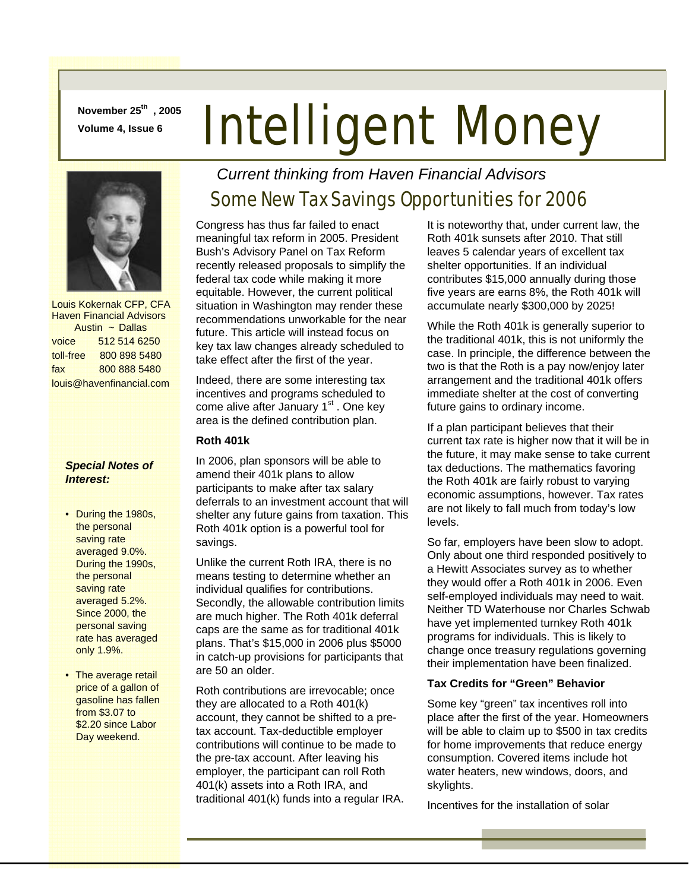November 25th, 2005
Volume 4, Issue 6

# Intelligent Money

*Current thinking from Haven Financial Advisors*

Louis Kokernak CFP, CFA
Haven Financial Advisors
Austin ~ Dallas

| | |
|---|---|
| voice | 512 514 6250 |
| toll-free | 800 898 5480 |
| fax | 800 888 5480 |

louis@havenfinancial.com

***Special Notes of Interest:***

- During the 1980s, the personal saving rate averaged 9.0%. During the 1990s, the personal saving rate averaged 5.2%. Since 2000, the personal saving rate has averaged only 1.9%.
- The average retail price of a gallon of gasoline has fallen from $3.07 to $2.20 since Labor Day weekend.

## Some New Tax Savings Opportunities for 2006

Congress has thus far failed to enact meaningful tax reform in 2005. President Bush's Advisory Panel on Tax Reform recently released proposals to simplify the federal tax code while making it more equitable. However, the current political situation in Washington may render these recommendations unworkable for the near future. This article will instead focus on key tax law changes already scheduled to take effect after the first of the year.

Indeed, there are some interesting tax incentives and programs scheduled to come alive after January 1st. One key area is the defined contribution plan.

**Roth 401k**

In 2006, plan sponsors will be able to amend their 401k plans to allow participants to make after tax salary deferrals to an investment account that will shelter any future gains from taxation. This Roth 401k option is a powerful tool for savings.

Unlike the current Roth IRA, there is no means testing to determine whether an individual qualifies for contributions. Secondly, the allowable contribution limits are much higher. The Roth 401k deferral caps are the same as for traditional 401k plans. That's $15,000 in 2006 plus $5000 in catch-up provisions for participants that are 50 an older.

Roth contributions are irrevocable; once they are allocated to a Roth 401(k) account, they cannot be shifted to a pre-tax account. Tax-deductible employer contributions will continue to be made to the pre-tax account. After leaving his employer, the participant can roll Roth 401(k) assets into a Roth IRA, and traditional 401(k) funds into a regular IRA.

It is noteworthy that, under current law, the Roth 401k sunsets after 2010. That still leaves 5 calendar years of excellent tax shelter opportunities. If an individual contributes $15,000 annually during those five years are earns 8%, the Roth 401k will accumulate nearly $300,000 by 2025!

While the Roth 401k is generally superior to the traditional 401k, this is not uniformly the case. In principle, the difference between the two is that the Roth is a pay now/enjoy later arrangement and the traditional 401k offers immediate shelter at the cost of converting future gains to ordinary income.

If a plan participant believes that their current tax rate is higher now that it will be in the future, it may make sense to take current tax deductions. The mathematics favoring the Roth 401k are fairly robust to varying economic assumptions, however. Tax rates are not likely to fall much from today's low levels.

So far, employers have been slow to adopt. Only about one third responded positively to a Hewitt Associates survey as to whether they would offer a Roth 401k in 2006. Even self-employed individuals may need to wait. Neither TD Waterhouse nor Charles Schwab have yet implemented turnkey Roth 401k programs for individuals. This is likely to change once treasury regulations governing their implementation have been finalized.

**Tax Credits for "Green" Behavior**

Some key "green" tax incentives roll into place after the first of the year. Homeowners will be able to claim up to $500 in tax credits for home improvements that reduce energy consumption. Covered items include hot water heaters, new windows, doors, and skylights.

Incentives for the installation of solar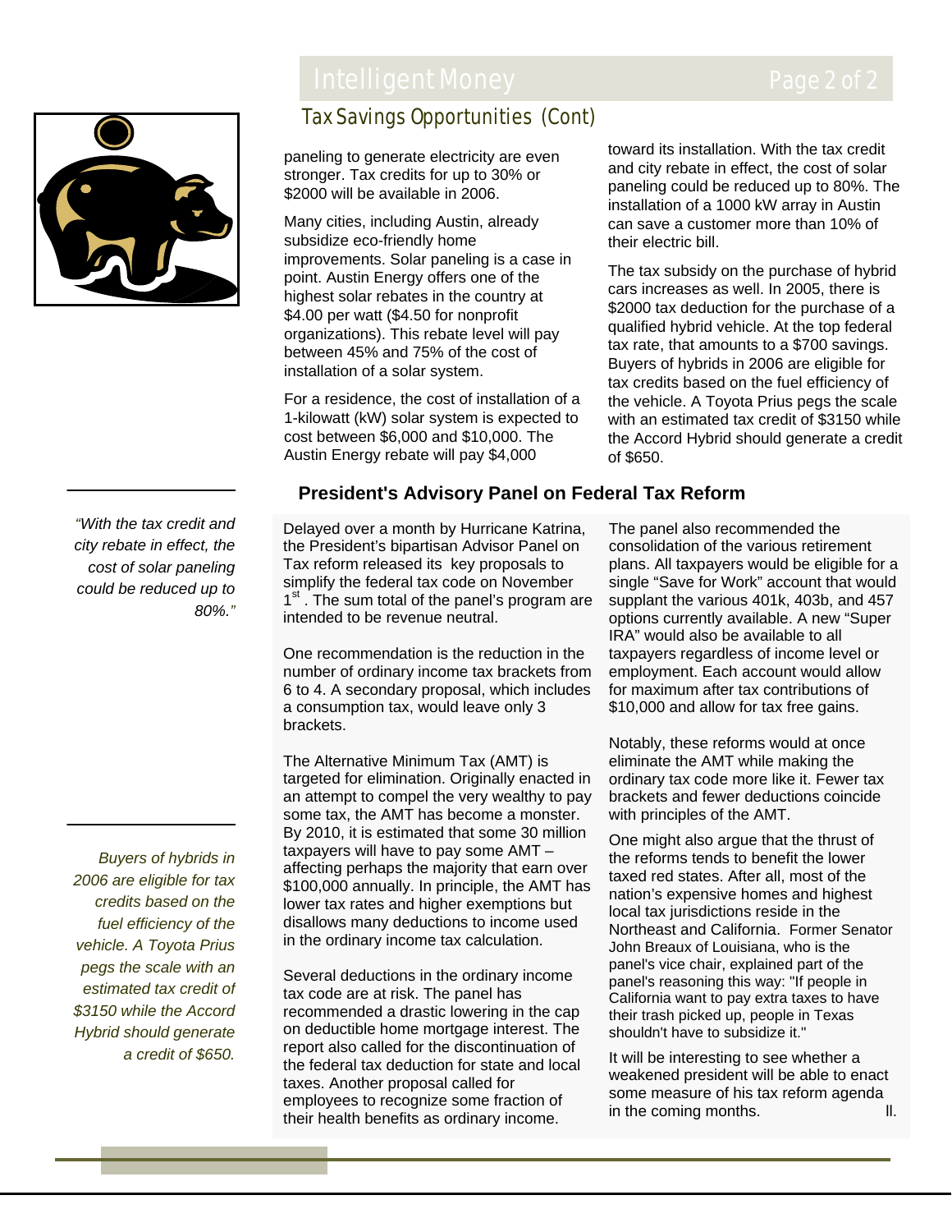## Tax Savings Opportunities (Cont)

paneling to generate electricity are even stronger. Tax credits for up to 30% or $2000 will be available in 2006.

Many cities, including Austin, already subsidize eco-friendly home improvements. Solar paneling is a case in point. Austin Energy offers one of the highest solar rebates in the country at $4.00 per watt ($4.50 for nonprofit organizations). This rebate level will pay between 45% and 75% of the cost of installation of a solar system.

For a residence, the cost of installation of a 1-kilowatt (kW) solar system is expected to cost between $6,000 and $10,000. The Austin Energy rebate will pay $4,000 toward its installation. With the tax credit and city rebate in effect, the cost of solar paneling could be reduced up to 80%. The installation of a 1000 kW array in Austin can save a customer more than 10% of their electric bill.

The tax subsidy on the purchase of hybrid cars increases as well. In 2005, there is $2000 tax deduction for the purchase of a qualified hybrid vehicle. At the top federal tax rate, that amounts to a $700 savings. Buyers of hybrids in 2006 are eligible for tax credits based on the fuel efficiency of the vehicle. A Toyota Prius pegs the scale with an estimated tax credit of $3150 while the Accord Hybrid should generate a credit of $650.

*"With the tax credit and city rebate in effect, the cost of solar paneling could be reduced up to 80%."*

*Buyers of hybrids in 2006 are eligible for tax credits based on the fuel efficiency of the vehicle. A Toyota Prius pegs the scale with an estimated tax credit of $3150 while the Accord Hybrid should generate a credit of $650.*

### President's Advisory Panel on Federal Tax Reform

Delayed over a month by Hurricane Katrina, the President's bipartisan Advisor Panel on Tax reform released its key proposals to simplify the federal tax code on November 1st. The sum total of the panel's program are intended to be revenue neutral.

One recommendation is the reduction in the number of ordinary income tax brackets from 6 to 4. A secondary proposal, which includes a consumption tax, would leave only 3 brackets.

The Alternative Minimum Tax (AMT) is targeted for elimination. Originally enacted in an attempt to compel the very wealthy to pay some tax, the AMT has become a monster. By 2010, it is estimated that some 30 million taxpayers will have to pay some AMT – affecting perhaps the majority that earn over $100,000 annually. In principle, the AMT has lower tax rates and higher exemptions but disallows many deductions to income used in the ordinary income tax calculation.

Several deductions in the ordinary income tax code are at risk. The panel has recommended a drastic lowering in the cap on deductible home mortgage interest. The report also called for the discontinuation of the federal tax deduction for state and local taxes. Another proposal called for employees to recognize some fraction of their health benefits as ordinary income.

The panel also recommended the consolidation of the various retirement plans. All taxpayers would be eligible for a single "Save for Work" account that would supplant the various 401k, 403b, and 457 options currently available. A new "Super IRA" would also be available to all taxpayers regardless of income level or employment. Each account would allow for maximum after tax contributions of $10,000 and allow for tax free gains.

Notably, these reforms would at once eliminate the AMT while making the ordinary tax code more like it. Fewer tax brackets and fewer deductions coincide with principles of the AMT.

One might also argue that the thrust of the reforms tends to benefit the lower taxed red states. After all, most of the nation's expensive homes and highest local tax jurisdictions reside in the Northeast and California. Former Senator John Breaux of Louisiana, who is the panel's vice chair, explained part of the panel's reasoning this way: "If people in California want to pay extra taxes to have their trash picked up, people in Texas shouldn't have to subsidize it."

It will be interesting to see whether a weakened president will be able to enact some measure of his tax reform agenda in the coming months.